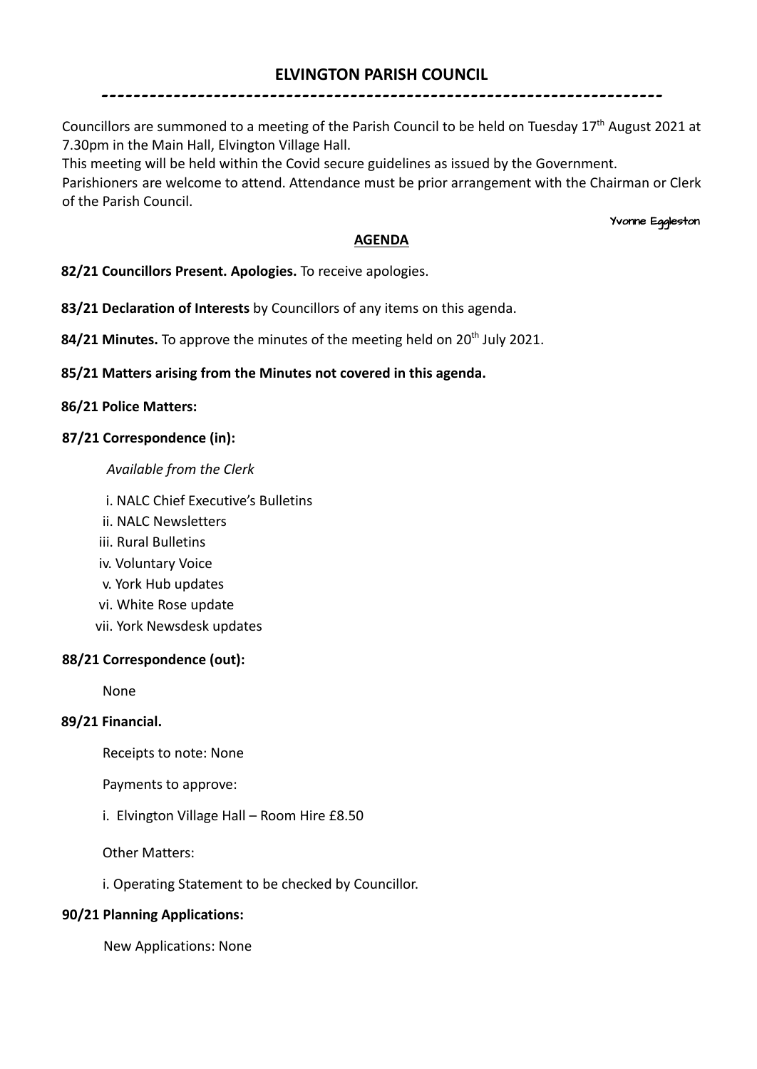# ELVINGTON PARISH COUNCIL

---

Councillors are summoned to a meeting of the Parish Council to be held on Tuesday 17th August 2021 at 7.30pm in the Main Hall, Elvington Village Hall.

This meeting will be held within the Covid secure guidelines as issued by the Government.

Parishioners are welcome to attend. Attendance must be prior arrangement with the Chairman or Clerk of the Parish Council.

Yvonne Eggleston

## AGENDA

**82/21 Councillors Present. Apologies.** To receive apologies.

**83/21 Declaration of Interests** by Councillors of any items on this agenda.

**84/21 Minutes.** To approve the minutes of the meeting held on 20th July 2021.

**85/21 Matters arising from the Minutes not covered in this agenda.**

**86/21 Police Matters:**

**87/21 Correspondence (in):**

*Available from the Clerk*

i. NALC Chief Executive's Bulletins
ii. NALC Newsletters
iii. Rural Bulletins
iv. Voluntary Voice
v. York Hub updates
vi. White Rose update
vii. York Newsdesk updates

**88/21 Correspondence (out):**

None

**89/21 Financial.**

Receipts to note: None

Payments to approve:

i. Elvington Village Hall – Room Hire £8.50

Other Matters:

i. Operating Statement to be checked by Councillor.

**90/21 Planning Applications:**

New Applications: None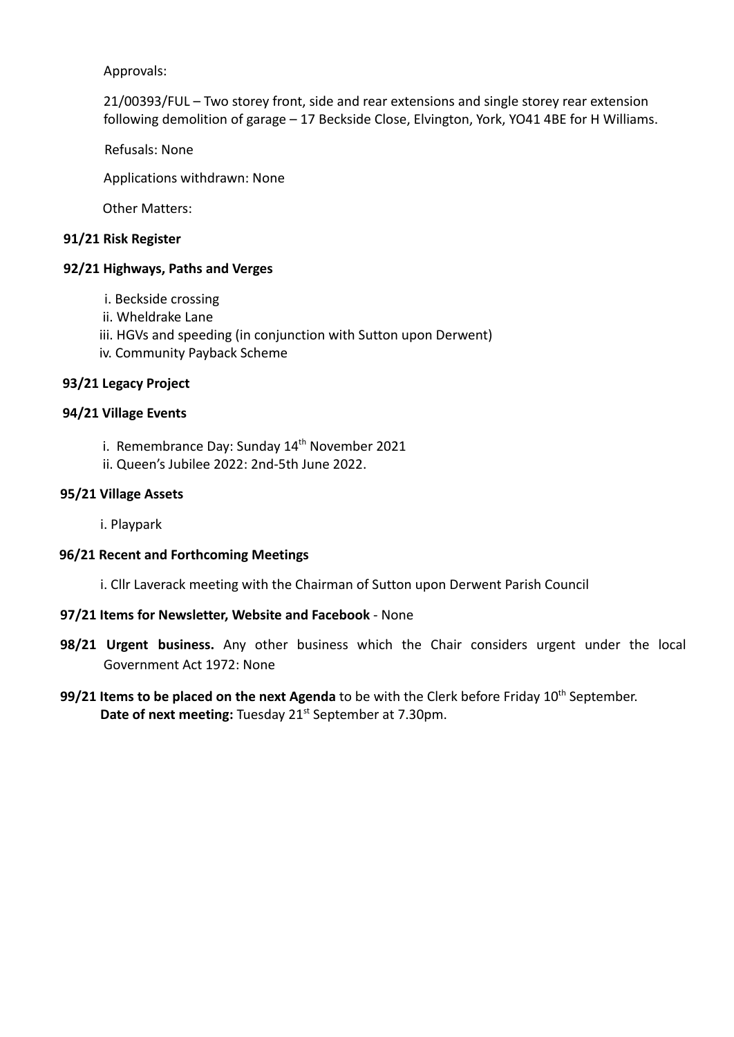Approvals:

21/00393/FUL – Two storey front, side and rear extensions and single storey rear extension following demolition of garage – 17 Beckside Close, Elvington, York, YO41 4BE for H Williams.

Refusals: None

Applications withdrawn: None

Other Matters:

**91/21 Risk Register**

**92/21 Highways, Paths and Verges**

i. Beckside crossing
ii. Wheldrake Lane
iii. HGVs and speeding (in conjunction with Sutton upon Derwent)
iv. Community Payback Scheme

**93/21 Legacy Project**

**94/21 Village Events**

i. Remembrance Day: Sunday 14th November 2021
ii. Queen's Jubilee 2022: 2nd-5th June 2022.

**95/21 Village Assets**

i. Playpark

**96/21 Recent and Forthcoming Meetings**

i. Cllr Laverack meeting with the Chairman of Sutton upon Derwent Parish Council

**97/21 Items for Newsletter, Website and Facebook** - None

**98/21 Urgent business.** Any other business which the Chair considers urgent under the local Government Act 1972: None

**99/21 Items to be placed on the next Agenda** to be with the Clerk before Friday 10th September.
**Date of next meeting:** Tuesday 21st September at 7.30pm.